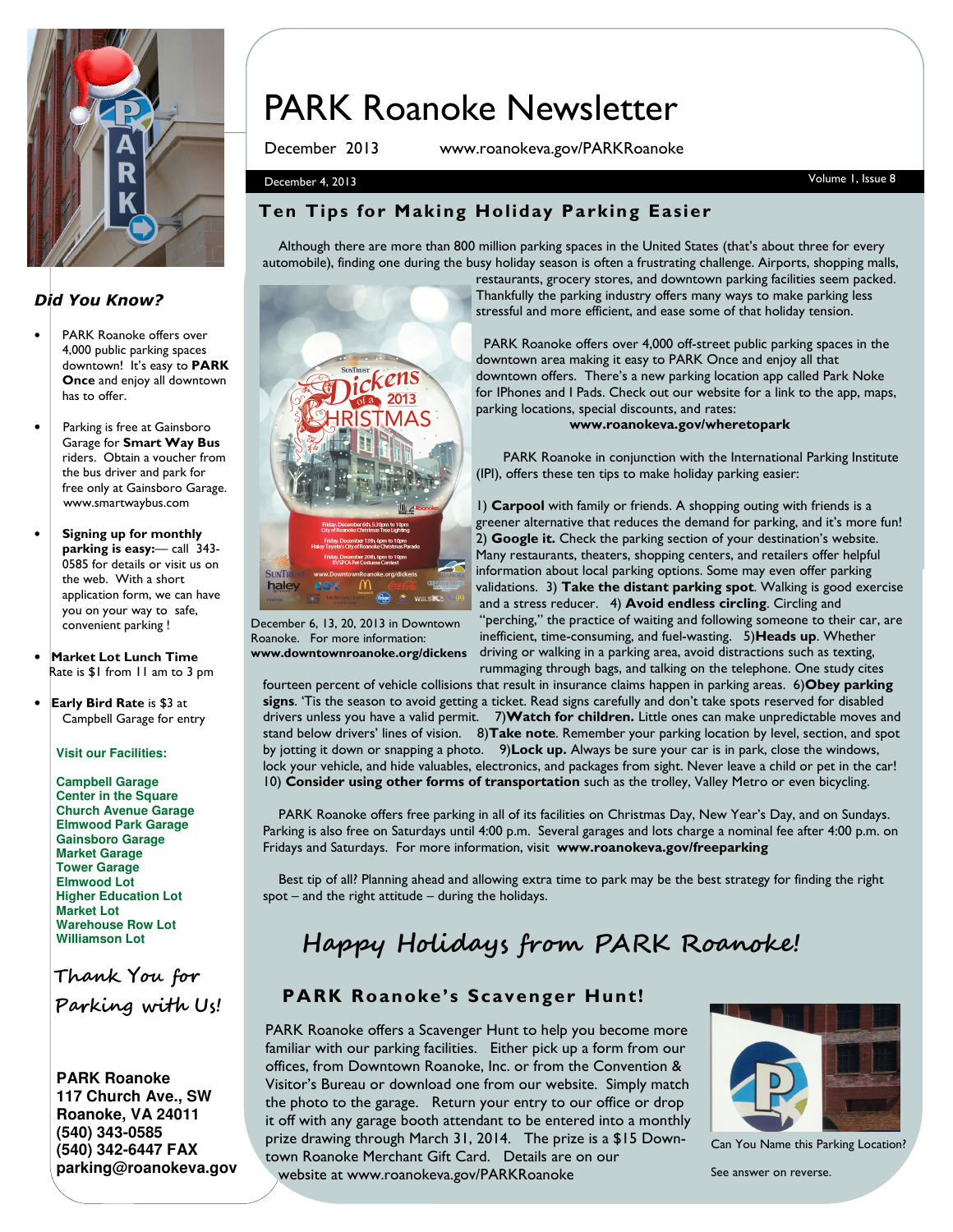# PARK Roanoke Newsletter

December 2013 www.roanokeva.gov/PARKRoanoke

December 4, 2013 Volume 1, Issue 8

## Ten Tips for Making Holiday Parking Easier

Although there are more than 800 million parking spaces in the United States (that's about three for every automobile), finding one during the busy holiday season is often a frustrating challenge. Airports, shopping malls, restaurants, grocery stores, and downtown parking facilities seem packed. Thankfully the parking industry offers many ways to make parking less stressful and more efficient, and ease some of that holiday tension.

PARK Roanoke offers over 4,000 off-street public parking spaces in the downtown area making it easy to PARK Once and enjoy all that downtown offers. There's a new parking location app called Park Noke for IPhones and I Pads. Check out our website for a link to the app, maps, parking locations, special discounts, and rates:

**www.roanokeva.gov/wheretopark**

PARK Roanoke in conjunction with the International Parking Institute (IPI), offers these ten tips to make holiday parking easier:

1) **Carpool** with family or friends. A shopping outing with friends is a greener alternative that reduces the demand for parking, and it's more fun! 2) **Google it.** Check the parking section of your destination's website. Many restaurants, theaters, shopping centers, and retailers offer helpful information about local parking options. Some may even offer parking validations. 3) **Take the distant parking spot**. Walking is good exercise and a stress reducer. 4) **Avoid endless circling**. Circling and "perching," the practice of waiting and following someone to their car, are inefficient, time-consuming, and fuel-wasting. 5)**Heads up**. Whether driving or walking in a parking area, avoid distractions such as texting, rummaging through bags, and talking on the telephone. One study cites fourteen percent of vehicle collisions that result in insurance claims happen in parking areas. 6)**Obey parking signs**. 'Tis the season to avoid getting a ticket. Read signs carefully and don't take spots reserved for disabled drivers unless you have a valid permit. 7)**Watch for children.** Little ones can make unpredictable moves and stand below drivers' lines of vision. 8)**Take note**. Remember your parking location by level, section, and spot by jotting it down or snapping a photo. 9)**Lock up.** Always be sure your car is in park, close the windows, lock your vehicle, and hide valuables, electronics, and packages from sight. Never leave a child or pet in the car! 10) **Consider using other forms of transportation** such as the trolley, Valley Metro or even bicycling.

December 6, 13, 20, 2013 in Downtown Roanoke. For more information: **www.downtownroanoke.org/dickens**

PARK Roanoke offers free parking in all of its facilities on Christmas Day, New Year's Day, and on Sundays. Parking is also free on Saturdays until 4:00 p.m. Several garages and lots charge a nominal fee after 4:00 p.m. on Fridays and Saturdays. For more information, visit **www.roanokeva.gov/freeparking**

Best tip of all? Planning ahead and allowing extra time to park may be the best strategy for finding the right spot – and the right attitude – during the holidays.

## *Happy Holidays from PARK Roanoke!*

## PARK Roanoke's Scavenger Hunt!

PARK Roanoke offers a Scavenger Hunt to help you become more familiar with our parking facilities. Either pick up a form from our offices, from Downtown Roanoke, Inc. or from the Convention & Visitor's Bureau or download one from our website. Simply match the photo to the garage. Return your entry to our office or drop it off with any garage booth attendant to be entered into a monthly prize drawing through March 31, 2014. The prize is a $15 Downtown Roanoke Merchant Gift Card. Details are on our website at www.roanokeva.gov/PARKRoanoke

Can You Name this Parking Location?

See answer on reverse.

### *Did You Know?*

- PARK Roanoke offers over 4,000 public parking spaces downtown! It's easy to **PARK Once** and enjoy all downtown has to offer.
- Parking is free at Gainsboro Garage for **Smart Way Bus** riders. Obtain a voucher from the bus driver and park for free only at Gainsboro Garage. www.smartwaybus.com
- **Signing up for monthly parking is easy:**— call 343-0585 for details or visit us on the web. With a short application form, we can have you on your way to safe, convenient parking !
- **Market Lot Lunch Time** Rate is $1 from 11 am to 3 pm
- **Early Bird Rate** is $3 at Campbell Garage for entry

**Visit our Facilities:**

**Campbell Garage**
**Center in the Square**
**Church Avenue Garage**
**Elmwood Park Garage**
**Gainsboro Garage**
**Market Garage**
**Tower Garage**
**Elmwood Lot**
**Higher Education Lot**
**Market Lot**
**Warehouse Row Lot**
**Williamson Lot**

*Thank You for Parking with Us!*

**PARK Roanoke**
**117 Church Ave., SW**
**Roanoke, VA 24011**
**(540) 343-0585**
**(540) 342-6447 FAX**
**parking@roanokeva.gov**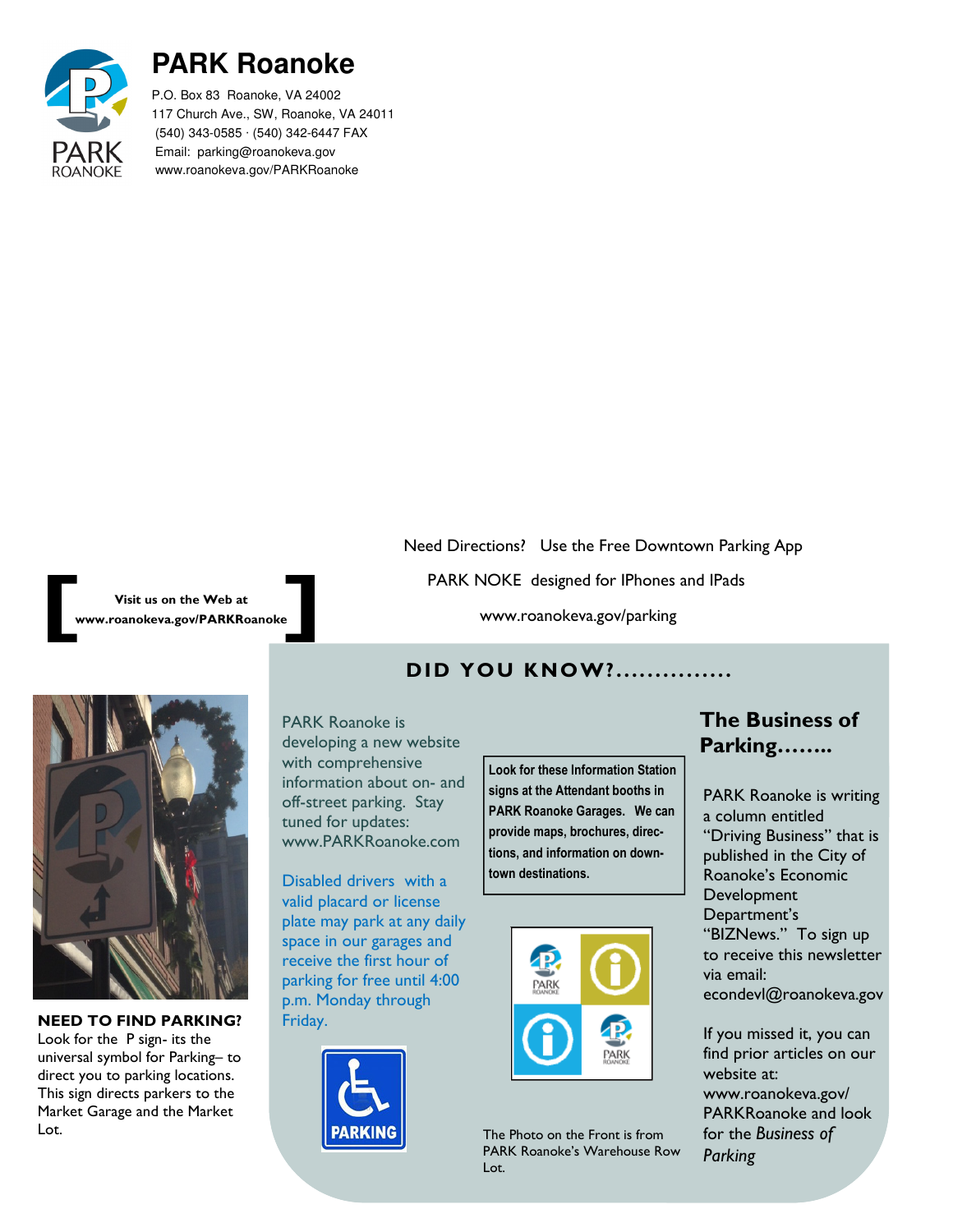# PARK Roanoke

P.O. Box 83 Roanoke, VA 24002
117 Church Ave., SW, Roanoke, VA 24011
(540) 343-0585 · (540) 342-6447 FAX
Email: parking@roanokeva.gov
www.roanokeva.gov/PARKRoanoke

Need Directions? Use the Free Downtown Parking App

PARK NOKE designed for IPhones and IPads

www.roanokeva.gov/parking

**Visit us on the Web at www.roanokeva.gov/PARKRoanoke**

**NEED TO FIND PARKING?**
Look for the P sign- its the universal symbol for Parking– to direct you to parking locations. This sign directs parkers to the Market Garage and the Market Lot.

## DID YOU KNOW?...............

PARK Roanoke is developing a new website with comprehensive information about on- and off-street parking. Stay tuned for updates: www.PARKRoanoke.com

Disabled drivers with a valid placard or license plate may park at any daily space in our garages and receive the first hour of parking for free until 4:00 p.m. Monday through Friday.

**Look for these Information Station signs at the Attendant booths in PARK Roanoke Garages. We can provide maps, brochures, directions, and information on downtown destinations.**

The Photo on the Front is from PARK Roanoke's Warehouse Row Lot.

## The Business of Parking……..

PARK Roanoke is writing a column entitled "Driving Business" that is published in the City of Roanoke's Economic Development Department's "BIZNews." To sign up to receive this newsletter via email: econdevl@roanokeva.gov

If you missed it, you can find prior articles on our website at: www.roanokeva.gov/PARKRoanoke and look for the *Business of Parking*